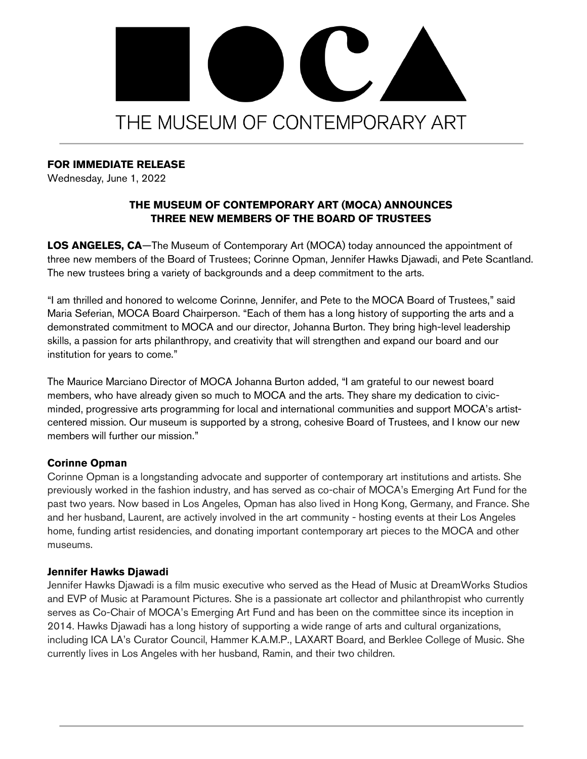# THE MUSEUM OF CONTEMPORARY ART

**FOR IMMEDIATE RELEASE**
Wednesday, June 1, 2022

## THE MUSEUM OF CONTEMPORARY ART (MOCA) ANNOUNCES THREE NEW MEMBERS OF THE BOARD OF TRUSTEES

**LOS ANGELES, CA**—The Museum of Contemporary Art (MOCA) today announced the appointment of three new members of the Board of Trustees; Corinne Opman, Jennifer Hawks Djawadi, and Pete Scantland. The new trustees bring a variety of backgrounds and a deep commitment to the arts.

"I am thrilled and honored to welcome Corinne, Jennifer, and Pete to the MOCA Board of Trustees," said Maria Seferian, MOCA Board Chairperson. "Each of them has a long history of supporting the arts and a demonstrated commitment to MOCA and our director, Johanna Burton. They bring high-level leadership skills, a passion for arts philanthropy, and creativity that will strengthen and expand our board and our institution for years to come."

The Maurice Marciano Director of MOCA Johanna Burton added, "I am grateful to our newest board members, who have already given so much to MOCA and the arts. They share my dedication to civic-minded, progressive arts programming for local and international communities and support MOCA's artist-centered mission. Our museum is supported by a strong, cohesive Board of Trustees, and I know our new members will further our mission."

### Corinne Opman

Corinne Opman is a longstanding advocate and supporter of contemporary art institutions and artists. She previously worked in the fashion industry, and has served as co-chair of MOCA's Emerging Art Fund for the past two years. Now based in Los Angeles, Opman has also lived in Hong Kong, Germany, and France. She and her husband, Laurent, are actively involved in the art community - hosting events at their Los Angeles home, funding artist residencies, and donating important contemporary art pieces to the MOCA and other museums.

### Jennifer Hawks Djawadi

Jennifer Hawks Djawadi is a film music executive who served as the Head of Music at DreamWorks Studios and EVP of Music at Paramount Pictures. She is a passionate art collector and philanthropist who currently serves as Co-Chair of MOCA's Emerging Art Fund and has been on the committee since its inception in 2014. Hawks Djawadi has a long history of supporting a wide range of arts and cultural organizations, including ICA LA's Curator Council, Hammer K.A.M.P., LAXART Board, and Berklee College of Music. She currently lives in Los Angeles with her husband, Ramin, and their two children.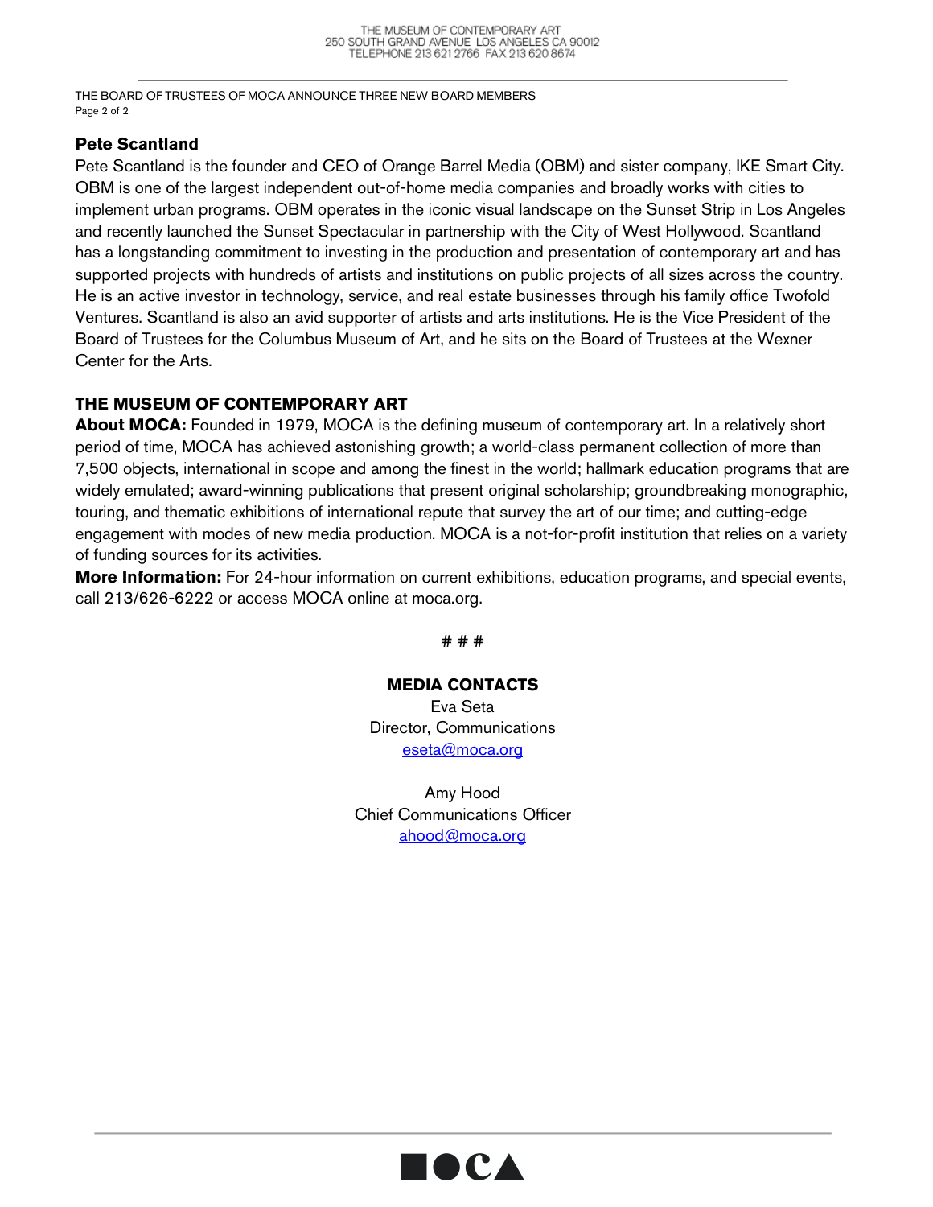### Pete Scantland

Pete Scantland is the founder and CEO of Orange Barrel Media (OBM) and sister company, IKE Smart City. OBM is one of the largest independent out-of-home media companies and broadly works with cities to implement urban programs. OBM operates in the iconic visual landscape on the Sunset Strip in Los Angeles and recently launched the Sunset Spectacular in partnership with the City of West Hollywood. Scantland has a longstanding commitment to investing in the production and presentation of contemporary art and has supported projects with hundreds of artists and institutions on public projects of all sizes across the country. He is an active investor in technology, service, and real estate businesses through his family office Twofold Ventures. Scantland is also an avid supporter of artists and arts institutions. He is the Vice President of the Board of Trustees for the Columbus Museum of Art, and he sits on the Board of Trustees at the Wexner Center for the Arts.

### THE MUSEUM OF CONTEMPORARY ART

**About MOCA:** Founded in 1979, MOCA is the defining museum of contemporary art. In a relatively short period of time, MOCA has achieved astonishing growth; a world-class permanent collection of more than 7,500 objects, international in scope and among the finest in the world; hallmark education programs that are widely emulated; award-winning publications that present original scholarship; groundbreaking monographic, touring, and thematic exhibitions of international repute that survey the art of our time; and cutting-edge engagement with modes of new media production. MOCA is a not-for-profit institution that relies on a variety of funding sources for its activities.

**More Information:** For 24-hour information on current exhibitions, education programs, and special events, call 213/626-6222 or access MOCA online at moca.org.

# # #

**MEDIA CONTACTS**

Eva Seta
Director, Communications
eseta@moca.org

Amy Hood
Chief Communications Officer
ahood@moca.org